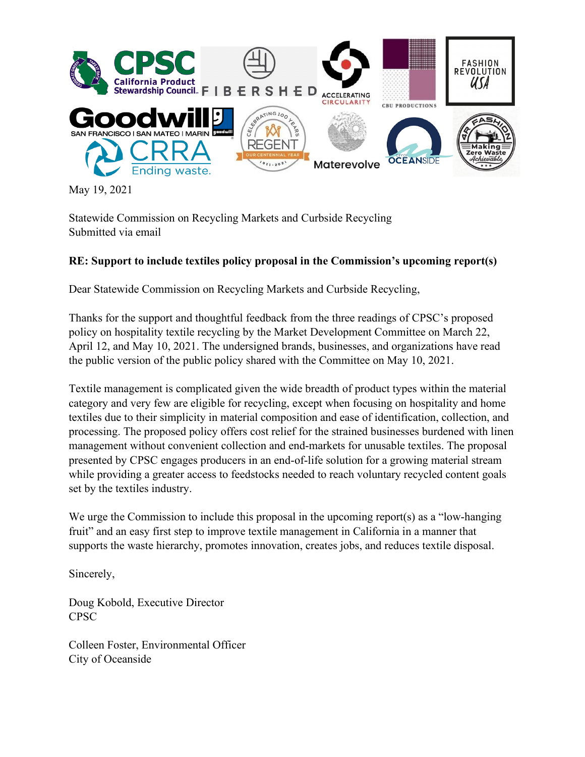May 19, 2021

Statewide Commission on Recycling Markets and Curbside Recycling
Submitted via email

**RE: Support to include textiles policy proposal in the Commission's upcoming report(s)**

Dear Statewide Commission on Recycling Markets and Curbside Recycling,

Thanks for the support and thoughtful feedback from the three readings of CPSC's proposed policy on hospitality textile recycling by the Market Development Committee on March 22, April 12, and May 10, 2021. The undersigned brands, businesses, and organizations have read the public version of the public policy shared with the Committee on May 10, 2021.

Textile management is complicated given the wide breadth of product types within the material category and very few are eligible for recycling, except when focusing on hospitality and home textiles due to their simplicity in material composition and ease of identification, collection, and processing. The proposed policy offers cost relief for the strained businesses burdened with linen management without convenient collection and end-markets for unusable textiles. The proposal presented by CPSC engages producers in an end-of-life solution for a growing material stream while providing a greater access to feedstocks needed to reach voluntary recycled content goals set by the textiles industry.

We urge the Commission to include this proposal in the upcoming report(s) as a "low-hanging fruit" and an easy first step to improve textile management in California in a manner that supports the waste hierarchy, promotes innovation, creates jobs, and reduces textile disposal.

Sincerely,

Doug Kobold, Executive Director
CPSC

Colleen Foster, Environmental Officer
City of Oceanside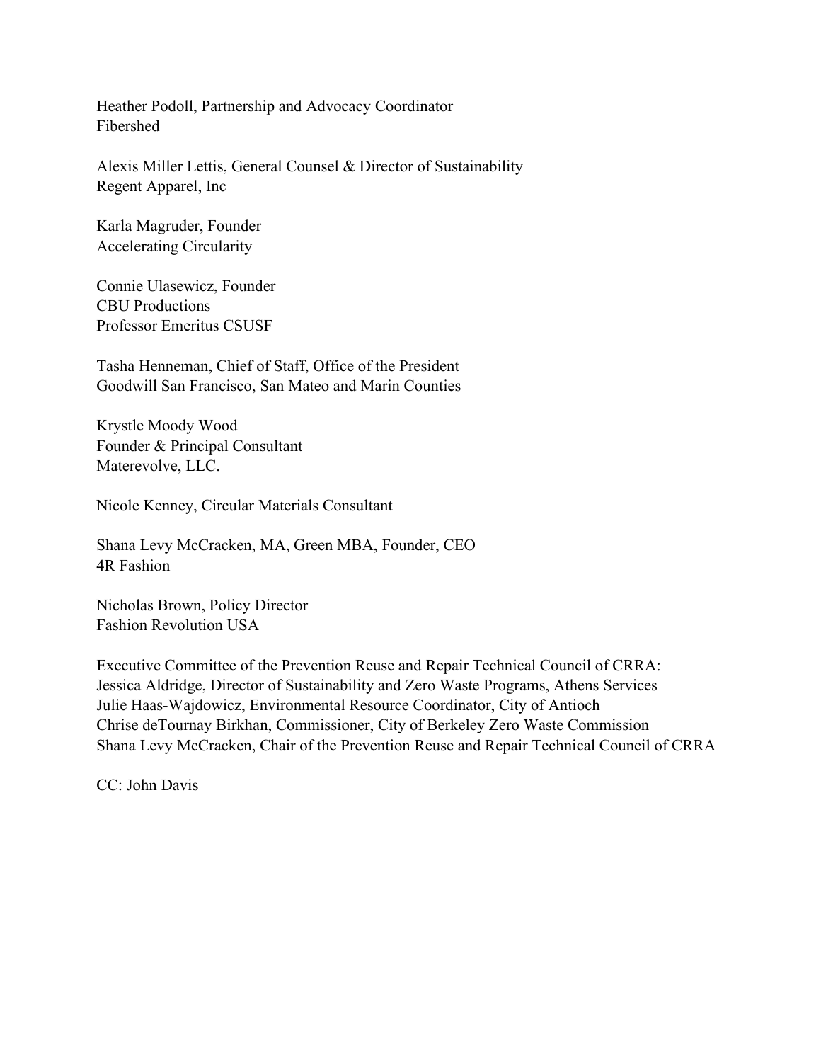Heather Podoll, Partnership and Advocacy Coordinator
Fibershed

Alexis Miller Lettis, General Counsel & Director of Sustainability
Regent Apparel, Inc

Karla Magruder, Founder
Accelerating Circularity

Connie Ulasewicz, Founder
CBU Productions
Professor Emeritus CSUSF

Tasha Henneman, Chief of Staff, Office of the President
Goodwill San Francisco, San Mateo and Marin Counties

Krystle Moody Wood
Founder & Principal Consultant
Materevolve, LLC.

Nicole Kenney, Circular Materials Consultant

Shana Levy McCracken, MA, Green MBA, Founder, CEO
4R Fashion

Nicholas Brown, Policy Director
Fashion Revolution USA

Executive Committee of the Prevention Reuse and Repair Technical Council of CRRA:
Jessica Aldridge, Director of Sustainability and Zero Waste Programs, Athens Services
Julie Haas-Wajdowicz, Environmental Resource Coordinator, City of Antioch
Chrise deTournay Birkhan, Commissioner, City of Berkeley Zero Waste Commission
Shana Levy McCracken, Chair of the Prevention Reuse and Repair Technical Council of CRRA

CC: John Davis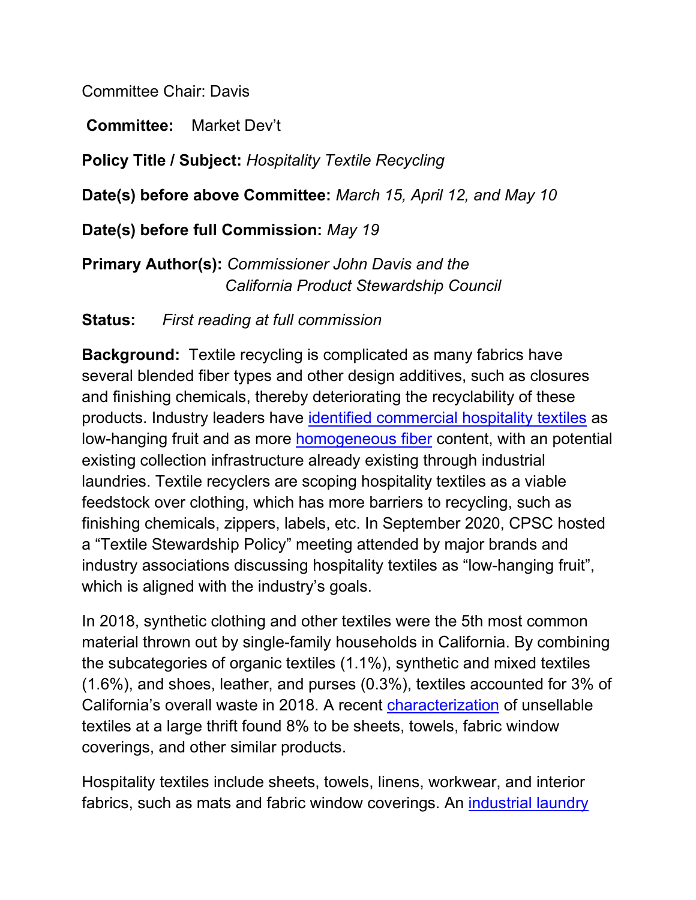Committee Chair: Davis

**Committee:** Market Dev't

**Policy Title / Subject:** *Hospitality Textile Recycling*

**Date(s) before above Committee:** *March 15, April 12, and May 10*

**Date(s) before full Commission:** *May 19*

**Primary Author(s):** *Commissioner John Davis and the California Product Stewardship Council*

**Status:** *First reading at full commission*

**Background:** Textile recycling is complicated as many fabrics have several blended fiber types and other design additives, such as closures and finishing chemicals, thereby deteriorating the recyclability of these products. Industry leaders have identified commercial hospitality textiles as low-hanging fruit and as more homogeneous fiber content, with an potential existing collection infrastructure already existing through industrial laundries. Textile recyclers are scoping hospitality textiles as a viable feedstock over clothing, which has more barriers to recycling, such as finishing chemicals, zippers, labels, etc. In September 2020, CPSC hosted a "Textile Stewardship Policy" meeting attended by major brands and industry associations discussing hospitality textiles as "low-hanging fruit", which is aligned with the industry's goals.

In 2018, synthetic clothing and other textiles were the 5th most common material thrown out by single-family households in California. By combining the subcategories of organic textiles (1.1%), synthetic and mixed textiles (1.6%), and shoes, leather, and purses (0.3%), textiles accounted for 3% of California's overall waste in 2018. A recent characterization of unsellable textiles at a large thrift found 8% to be sheets, towels, fabric window coverings, and other similar products.

Hospitality textiles include sheets, towels, linens, workwear, and interior fabrics, such as mats and fabric window coverings. An industrial laundry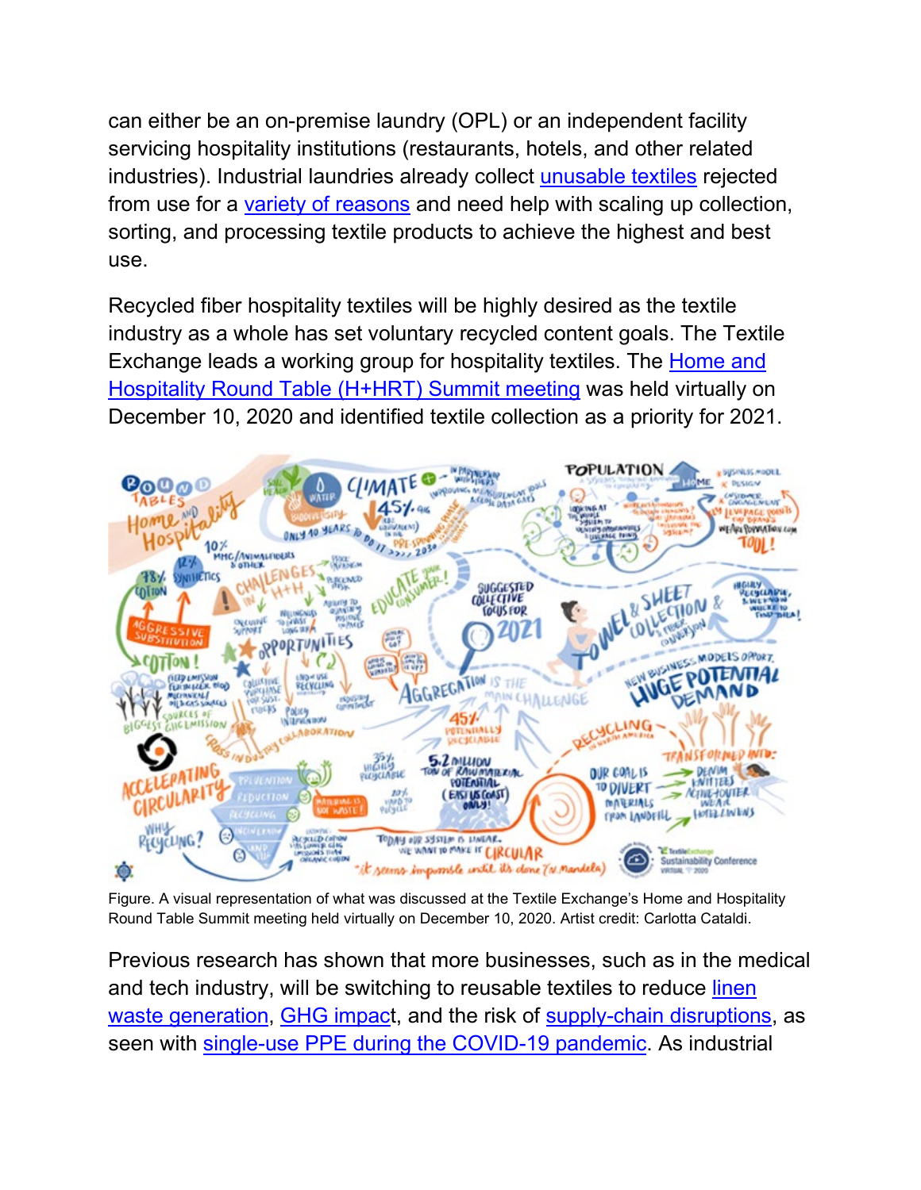can either be an on-premise laundry (OPL) or an independent facility servicing hospitality institutions (restaurants, hotels, and other related industries). Industrial laundries already collect unusable textiles rejected from use for a variety of reasons and need help with scaling up collection, sorting, and processing textile products to achieve the highest and best use.

Recycled fiber hospitality textiles will be highly desired as the textile industry as a whole has set voluntary recycled content goals. The Textile Exchange leads a working group for hospitality textiles. The Home and Hospitality Round Table (H+HRT) Summit meeting was held virtually on December 10, 2020 and identified textile collection as a priority for 2021.

Figure. A visual representation of what was discussed at the Textile Exchange's Home and Hospitality Round Table Summit meeting held virtually on December 10, 2020. Artist credit: Carlotta Cataldi.

Previous research has shown that more businesses, such as in the medical and tech industry, will be switching to reusable textiles to reduce linen waste generation, GHG impact, and the risk of supply-chain disruptions, as seen with single-use PPE during the COVID-19 pandemic. As industrial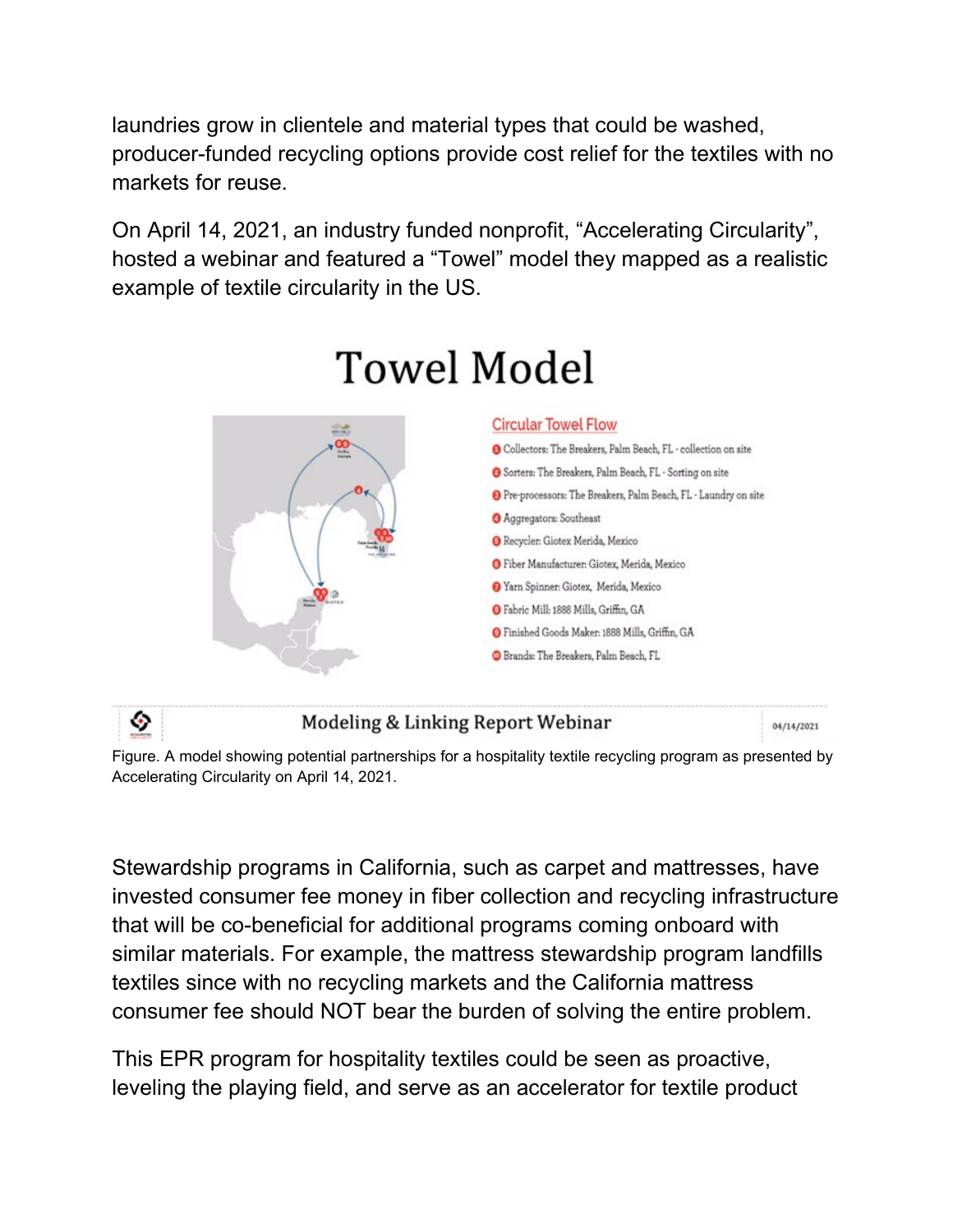laundries grow in clientele and material types that could be washed, producer-funded recycling options provide cost relief for the textiles with no markets for reuse.

On April 14, 2021, an industry funded nonprofit, “Accelerating Circularity”, hosted a webinar and featured a “Towel” model they mapped as a realistic example of textile circularity in the US.

# Towel Model

**Circular Towel Flow**

1. Collectors: The Breakers, Palm Beach, FL - collection on site
2. Sorters: The Breakers, Palm Beach, FL - Sorting on site
3. Pre-processors: The Breakers, Palm Beach, FL - Laundry on site
4. Aggregators: Southeast
5. Recycler: Giotex Merida, Mexico
6. Fiber Manufacturer: Giotex, Merida, Mexico
7. Yarn Spinner: Giotex, Merida, Mexico
8. Fabric Mill: 1888 Mills, Griffin, GA
9. Finished Goods Maker: 1888 Mills, Griffin, GA
10. Brands: The Breakers, Palm Beach, FL

Modeling & Linking Report Webinar — 04/14/2021

Figure. A model showing potential partnerships for a hospitality textile recycling program as presented by Accelerating Circularity on April 14, 2021.

Stewardship programs in California, such as carpet and mattresses, have invested consumer fee money in fiber collection and recycling infrastructure that will be co-beneficial for additional programs coming onboard with similar materials. For example, the mattress stewardship program landfills textiles since with no recycling markets and the California mattress consumer fee should NOT bear the burden of solving the entire problem.

This EPR program for hospitality textiles could be seen as proactive, leveling the playing field, and serve as an accelerator for textile product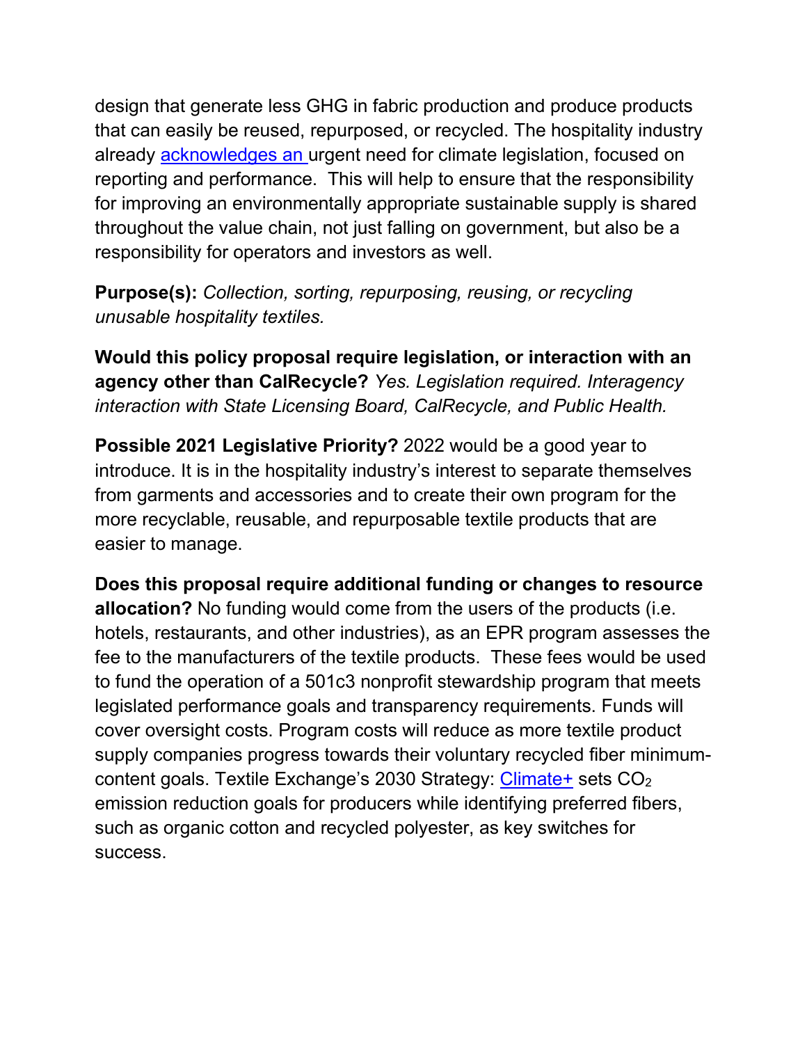design that generate less GHG in fabric production and produce products that can easily be reused, repurposed, or recycled. The hospitality industry already [acknowledges an ]urgent need for climate legislation, focused on reporting and performance.  This will help to ensure that the responsibility for improving an environmentally appropriate sustainable supply is shared throughout the value chain, not just falling on government, but also be a responsibility for operators and investors as well.

**Purpose(s):** *Collection, sorting, repurposing, reusing, or recycling unusable hospitality textiles.*

**Would this policy proposal require legislation, or interaction with an agency other than CalRecycle?** *Yes. Legislation required. Interagency interaction with State Licensing Board, CalRecycle, and Public Health.*

**Possible 2021 Legislative Priority?** 2022 would be a good year to introduce. It is in the hospitality industry's interest to separate themselves from garments and accessories and to create their own program for the more recyclable, reusable, and repurposable textile products that are easier to manage.

**Does this proposal require additional funding or changes to resource allocation?** No funding would come from the users of the products (i.e. hotels, restaurants, and other industries), as an EPR program assesses the fee to the manufacturers of the textile products.  These fees would be used to fund the operation of a 501c3 nonprofit stewardship program that meets legislated performance goals and transparency requirements. Funds will cover oversight costs. Program costs will reduce as more textile product supply companies progress towards their voluntary recycled fiber minimum-content goals. Textile Exchange's 2030 Strategy: [Climate+] sets $CO_2$ emission reduction goals for producers while identifying preferred fibers, such as organic cotton and recycled polyester, as key switches for success.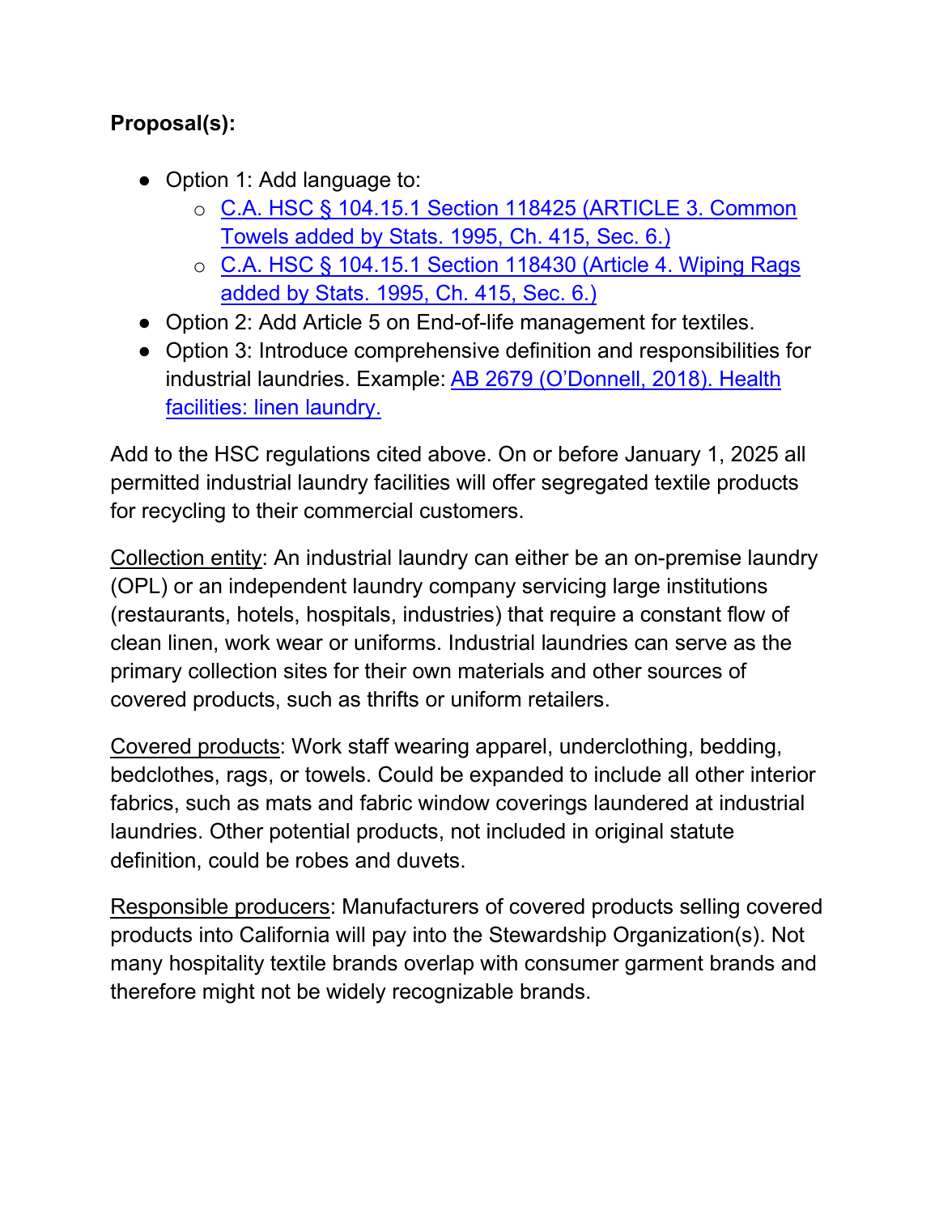**Proposal(s):**

- Option 1: Add language to:
    - C.A. HSC § 104.15.1 Section 118425 (ARTICLE 3. Common Towels added by Stats. 1995, Ch. 415, Sec. 6.)
    - C.A. HSC § 104.15.1 Section 118430 (Article 4. Wiping Rags added by Stats. 1995, Ch. 415, Sec. 6.)
- Option 2: Add Article 5 on End-of-life management for textiles.
- Option 3: Introduce comprehensive definition and responsibilities for industrial laundries. Example: AB 2679 (O'Donnell, 2018). Health facilities: linen laundry.

Add to the HSC regulations cited above. On or before January 1, 2025 all permitted industrial laundry facilities will offer segregated textile products for recycling to their commercial customers.

Collection entity: An industrial laundry can either be an on-premise laundry (OPL) or an independent laundry company servicing large institutions (restaurants, hotels, hospitals, industries) that require a constant flow of clean linen, work wear or uniforms. Industrial laundries can serve as the primary collection sites for their own materials and other sources of covered products, such as thrifts or uniform retailers.

Covered products: Work staff wearing apparel, underclothing, bedding, bedclothes, rags, or towels. Could be expanded to include all other interior fabrics, such as mats and fabric window coverings laundered at industrial laundries. Other potential products, not included in original statute definition, could be robes and duvets.

Responsible producers: Manufacturers of covered products selling covered products into California will pay into the Stewardship Organization(s). Not many hospitality textile brands overlap with consumer garment brands and therefore might not be widely recognizable brands.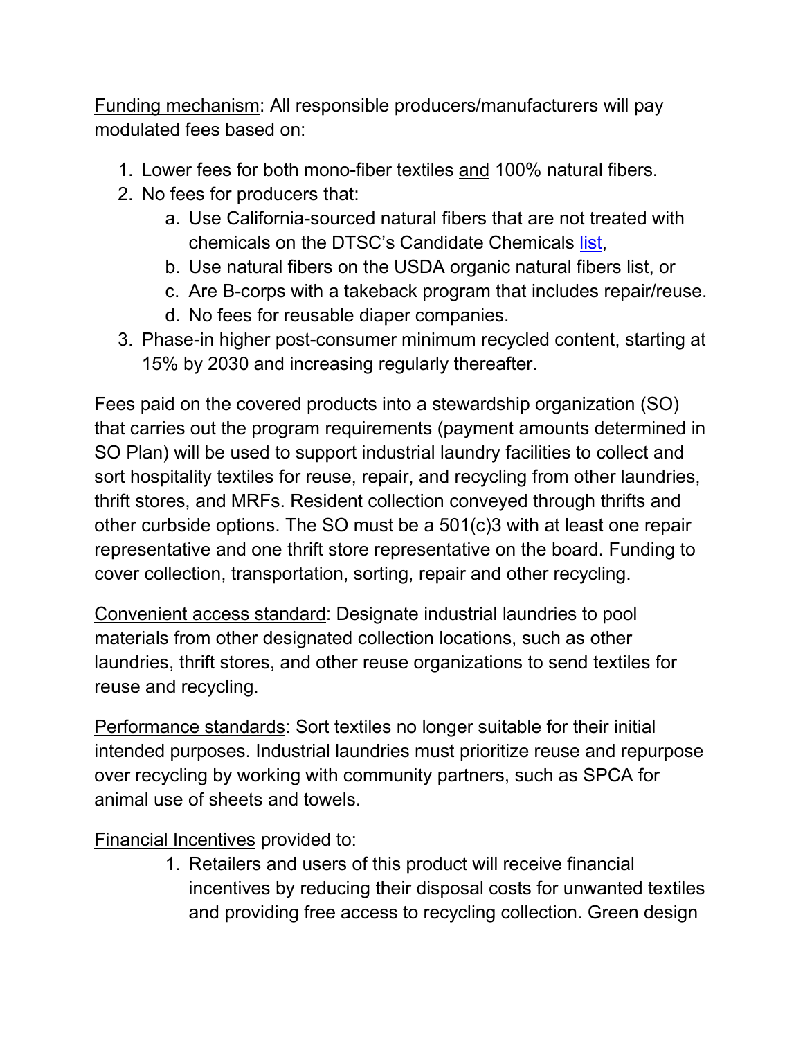<u>Funding mechanism</u>: All responsible producers/manufacturers will pay modulated fees based on:

1. Lower fees for both mono-fiber textiles <u>and</u> 100% natural fibers.
2. No fees for producers that:
   a. Use California-sourced natural fibers that are not treated with chemicals on the DTSC's Candidate Chemicals [list](),
   b. Use natural fibers on the USDA organic natural fibers list, or
   c. Are B-corps with a takeback program that includes repair/reuse.
   d. No fees for reusable diaper companies.
3. Phase-in higher post-consumer minimum recycled content, starting at 15% by 2030 and increasing regularly thereafter.

Fees paid on the covered products into a stewardship organization (SO) that carries out the program requirements (payment amounts determined in SO Plan) will be used to support industrial laundry facilities to collect and sort hospitality textiles for reuse, repair, and recycling from other laundries, thrift stores, and MRFs. Resident collection conveyed through thrifts and other curbside options. The SO must be a 501(c)3 with at least one repair representative and one thrift store representative on the board. Funding to cover collection, transportation, sorting, repair and other recycling.

<u>Convenient access standard</u>: Designate industrial laundries to pool materials from other designated collection locations, such as other laundries, thrift stores, and other reuse organizations to send textiles for reuse and recycling.

<u>Performance standards</u>: Sort textiles no longer suitable for their initial intended purposes. Industrial laundries must prioritize reuse and repurpose over recycling by working with community partners, such as SPCA for animal use of sheets and towels.

<u>Financial Incentives</u> provided to:

1. Retailers and users of this product will receive financial incentives by reducing their disposal costs for unwanted textiles and providing free access to recycling collection. Green design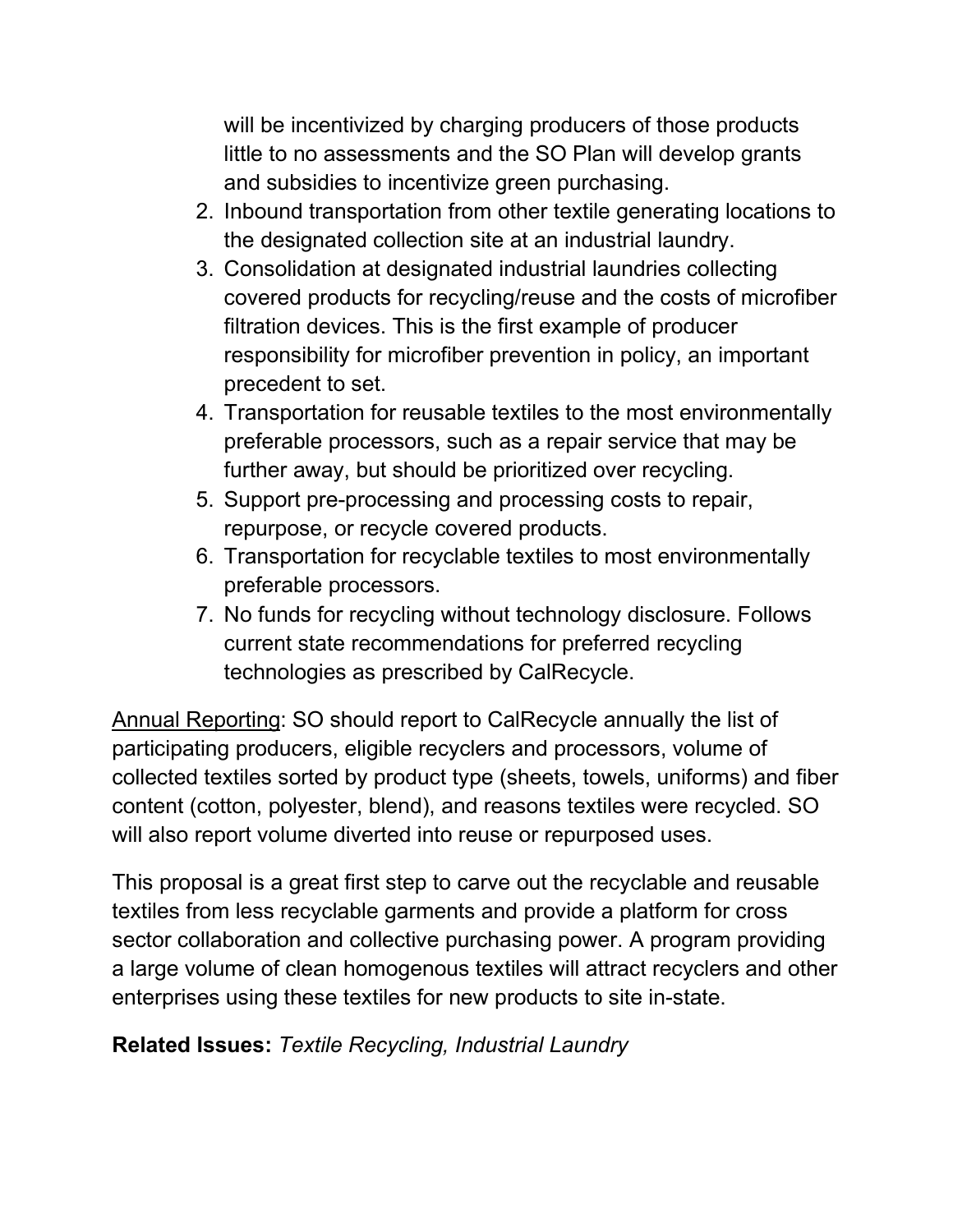will be incentivized by charging producers of those products little to no assessments and the SO Plan will develop grants and subsidies to incentivize green purchasing.

2. Inbound transportation from other textile generating locations to the designated collection site at an industrial laundry.
3. Consolidation at designated industrial laundries collecting covered products for recycling/reuse and the costs of microfiber filtration devices. This is the first example of producer responsibility for microfiber prevention in policy, an important precedent to set.
4. Transportation for reusable textiles to the most environmentally preferable processors, such as a repair service that may be further away, but should be prioritized over recycling.
5. Support pre-processing and processing costs to repair, repurpose, or recycle covered products.
6. Transportation for recyclable textiles to most environmentally preferable processors.
7. No funds for recycling without technology disclosure. Follows current state recommendations for preferred recycling technologies as prescribed by CalRecycle.

<u>Annual Reporting</u>: SO should report to CalRecycle annually the list of participating producers, eligible recyclers and processors, volume of collected textiles sorted by product type (sheets, towels, uniforms) and fiber content (cotton, polyester, blend), and reasons textiles were recycled. SO will also report volume diverted into reuse or repurposed uses.

This proposal is a great first step to carve out the recyclable and reusable textiles from less recyclable garments and provide a platform for cross sector collaboration and collective purchasing power. A program providing a large volume of clean homogenous textiles will attract recyclers and other enterprises using these textiles for new products to site in-state.

**Related Issues:** *Textile Recycling, Industrial Laundry*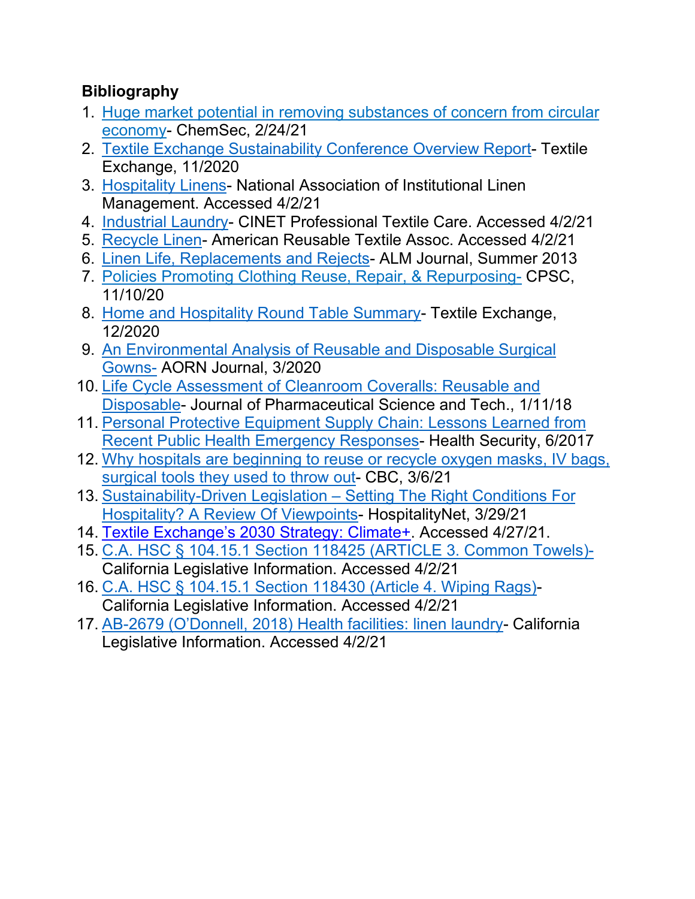**Bibliography**

1. Huge market potential in removing substances of concern from circular economy- ChemSec, 2/24/21
2. Textile Exchange Sustainability Conference Overview Report- Textile Exchange, 11/2020
3. Hospitality Linens- National Association of Institutional Linen Management. Accessed 4/2/21
4. Industrial Laundry- CINET Professional Textile Care. Accessed 4/2/21
5. Recycle Linen- American Reusable Textile Assoc. Accessed 4/2/21
6. Linen Life, Replacements and Rejects- ALM Journal, Summer 2013
7. Policies Promoting Clothing Reuse, Repair, & Repurposing- CPSC, 11/10/20
8. Home and Hospitality Round Table Summary- Textile Exchange, 12/2020
9. An Environmental Analysis of Reusable and Disposable Surgical Gowns- AORN Journal, 3/2020
10. Life Cycle Assessment of Cleanroom Coveralls: Reusable and Disposable- Journal of Pharmaceutical Science and Tech., 1/11/18
11. Personal Protective Equipment Supply Chain: Lessons Learned from Recent Public Health Emergency Responses- Health Security, 6/2017
12. Why hospitals are beginning to reuse or recycle oxygen masks, IV bags, surgical tools they used to throw out- CBC, 3/6/21
13. Sustainability-Driven Legislation – Setting The Right Conditions For Hospitality? A Review Of Viewpoints- HospitalityNet, 3/29/21
14. Textile Exchange's 2030 Strategy: Climate+. Accessed 4/27/21.
15. C.A. HSC § 104.15.1 Section 118425 (ARTICLE 3. Common Towels)- California Legislative Information. Accessed 4/2/21
16. C.A. HSC § 104.15.1 Section 118430 (Article 4. Wiping Rags)- California Legislative Information. Accessed 4/2/21
17. AB-2679 (O'Donnell, 2018) Health facilities: linen laundry- California Legislative Information. Accessed 4/2/21